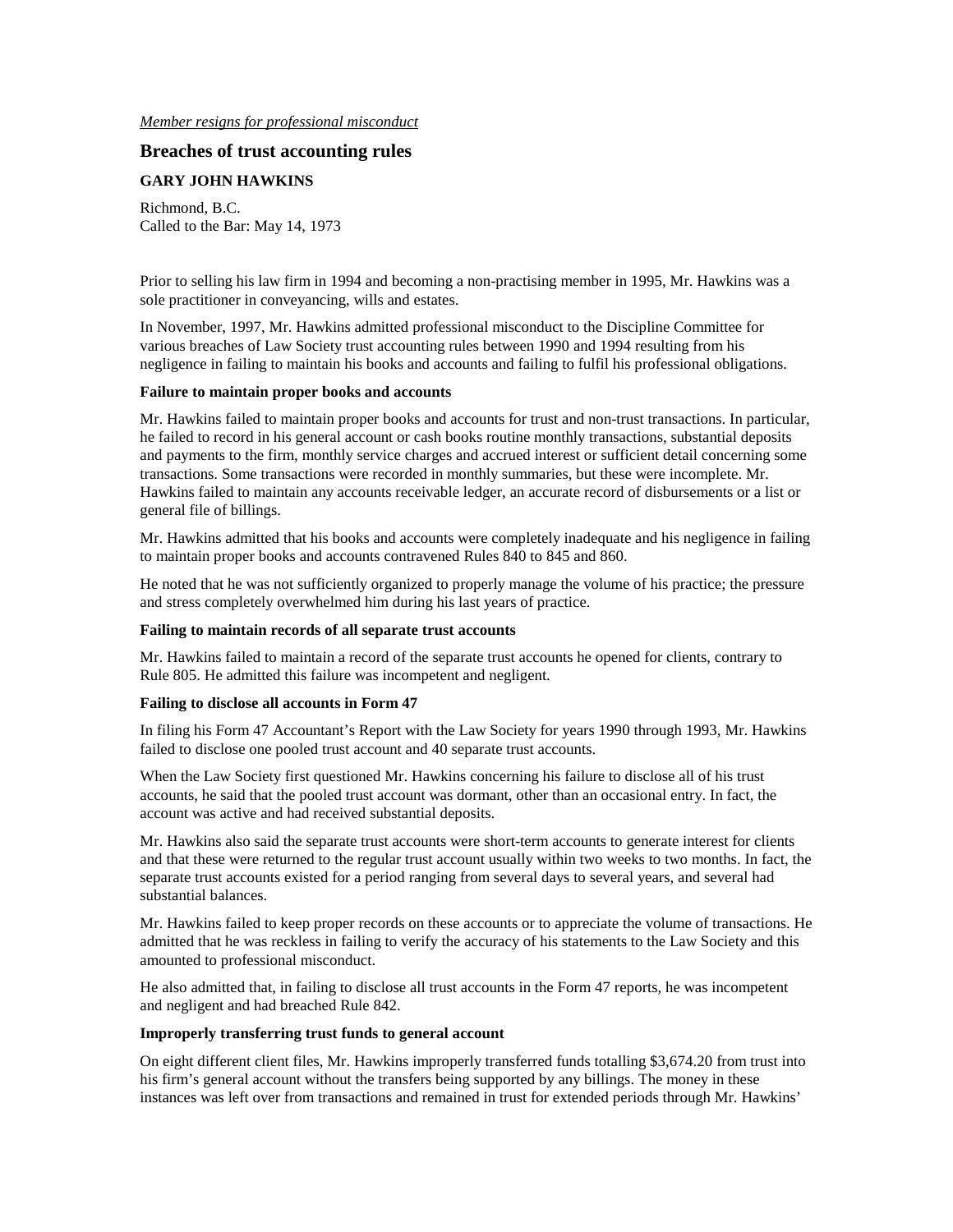*Member resigns for professional misconduct*

## Breaches of trust accounting rules

**GARY JOHN HAWKINS**

Richmond, B.C.
Called to the Bar: May 14, 1973

Prior to selling his law firm in 1994 and becoming a non-practising member in 1995, Mr. Hawkins was a sole practitioner in conveyancing, wills and estates.

In November, 1997, Mr. Hawkins admitted professional misconduct to the Discipline Committee for various breaches of Law Society trust accounting rules between 1990 and 1994 resulting from his negligence in failing to maintain his books and accounts and failing to fulfil his professional obligations.

**Failure to maintain proper books and accounts**

Mr. Hawkins failed to maintain proper books and accounts for trust and non-trust transactions. In particular, he failed to record in his general account or cash books routine monthly transactions, substantial deposits and payments to the firm, monthly service charges and accrued interest or sufficient detail concerning some transactions. Some transactions were recorded in monthly summaries, but these were incomplete. Mr. Hawkins failed to maintain any accounts receivable ledger, an accurate record of disbursements or a list or general file of billings.

Mr. Hawkins admitted that his books and accounts were completely inadequate and his negligence in failing to maintain proper books and accounts contravened Rules 840 to 845 and 860.

He noted that he was not sufficiently organized to properly manage the volume of his practice; the pressure and stress completely overwhelmed him during his last years of practice.

**Failing to maintain records of all separate trust accounts**

Mr. Hawkins failed to maintain a record of the separate trust accounts he opened for clients, contrary to Rule 805. He admitted this failure was incompetent and negligent.

**Failing to disclose all accounts in Form 47**

In filing his Form 47 Accountant's Report with the Law Society for years 1990 through 1993, Mr. Hawkins failed to disclose one pooled trust account and 40 separate trust accounts.

When the Law Society first questioned Mr. Hawkins concerning his failure to disclose all of his trust accounts, he said that the pooled trust account was dormant, other than an occasional entry. In fact, the account was active and had received substantial deposits.

Mr. Hawkins also said the separate trust accounts were short-term accounts to generate interest for clients and that these were returned to the regular trust account usually within two weeks to two months. In fact, the separate trust accounts existed for a period ranging from several days to several years, and several had substantial balances.

Mr. Hawkins failed to keep proper records on these accounts or to appreciate the volume of transactions. He admitted that he was reckless in failing to verify the accuracy of his statements to the Law Society and this amounted to professional misconduct.

He also admitted that, in failing to disclose all trust accounts in the Form 47 reports, he was incompetent and negligent and had breached Rule 842.

**Improperly transferring trust funds to general account**

On eight different client files, Mr. Hawkins improperly transferred funds totalling $3,674.20 from trust into his firm's general account without the transfers being supported by any billings. The money in these instances was left over from transactions and remained in trust for extended periods through Mr. Hawkins'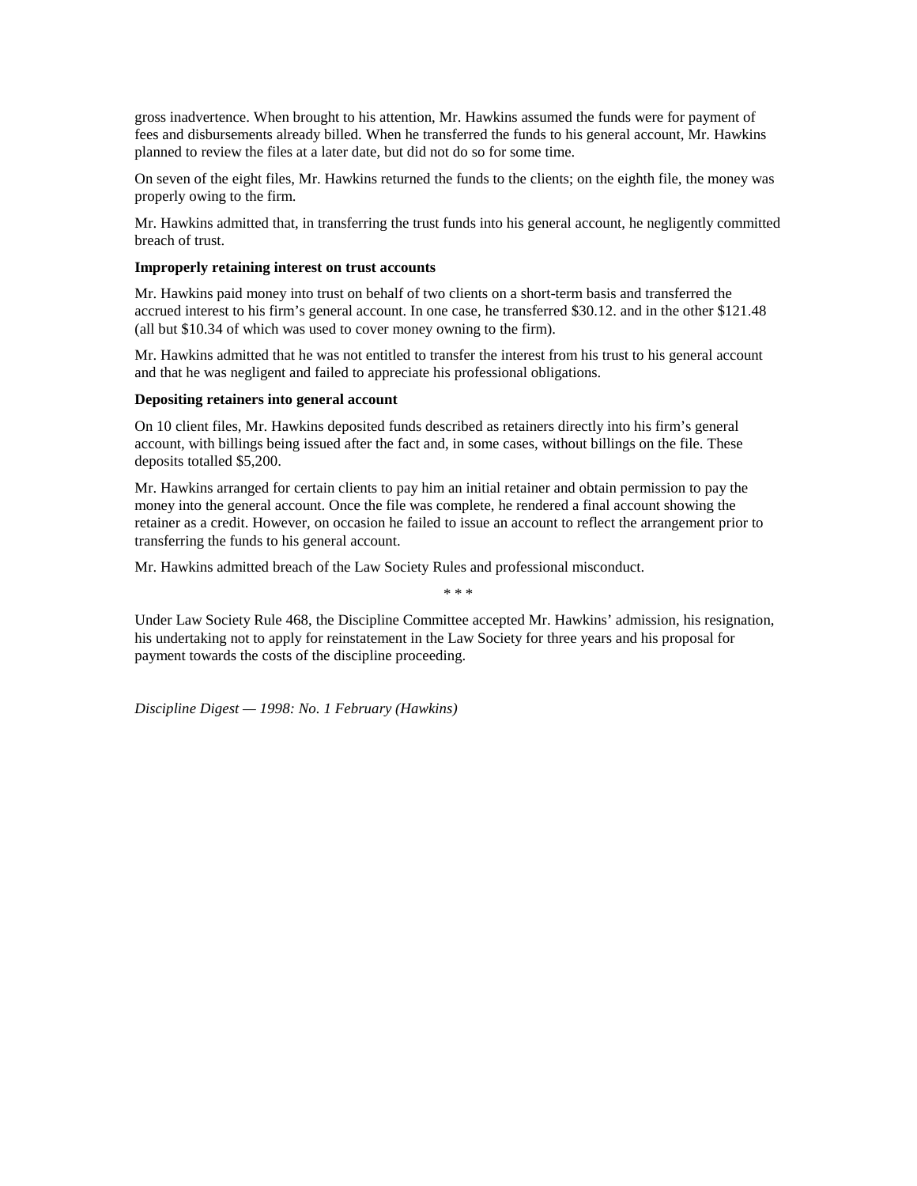gross inadvertence. When brought to his attention, Mr. Hawkins assumed the funds were for payment of fees and disbursements already billed. When he transferred the funds to his general account, Mr. Hawkins planned to review the files at a later date, but did not do so for some time.

On seven of the eight files, Mr. Hawkins returned the funds to the clients; on the eighth file, the money was properly owing to the firm.

Mr. Hawkins admitted that, in transferring the trust funds into his general account, he negligently committed breach of trust.

**Improperly retaining interest on trust accounts**

Mr. Hawkins paid money into trust on behalf of two clients on a short-term basis and transferred the accrued interest to his firm's general account. In one case, he transferred $30.12. and in the other $121.48 (all but $10.34 of which was used to cover money owning to the firm).

Mr. Hawkins admitted that he was not entitled to transfer the interest from his trust to his general account and that he was negligent and failed to appreciate his professional obligations.

**Depositing retainers into general account**

On 10 client files, Mr. Hawkins deposited funds described as retainers directly into his firm's general account, with billings being issued after the fact and, in some cases, without billings on the file. These deposits totalled $5,200.

Mr. Hawkins arranged for certain clients to pay him an initial retainer and obtain permission to pay the money into the general account. Once the file was complete, he rendered a final account showing the retainer as a credit. However, on occasion he failed to issue an account to reflect the arrangement prior to transferring the funds to his general account.

Mr. Hawkins admitted breach of the Law Society Rules and professional misconduct.

* * *

Under Law Society Rule 468, the Discipline Committee accepted Mr. Hawkins' admission, his resignation, his undertaking not to apply for reinstatement in the Law Society for three years and his proposal for payment towards the costs of the discipline proceeding.

*Discipline Digest — 1998: No. 1 February (Hawkins)*